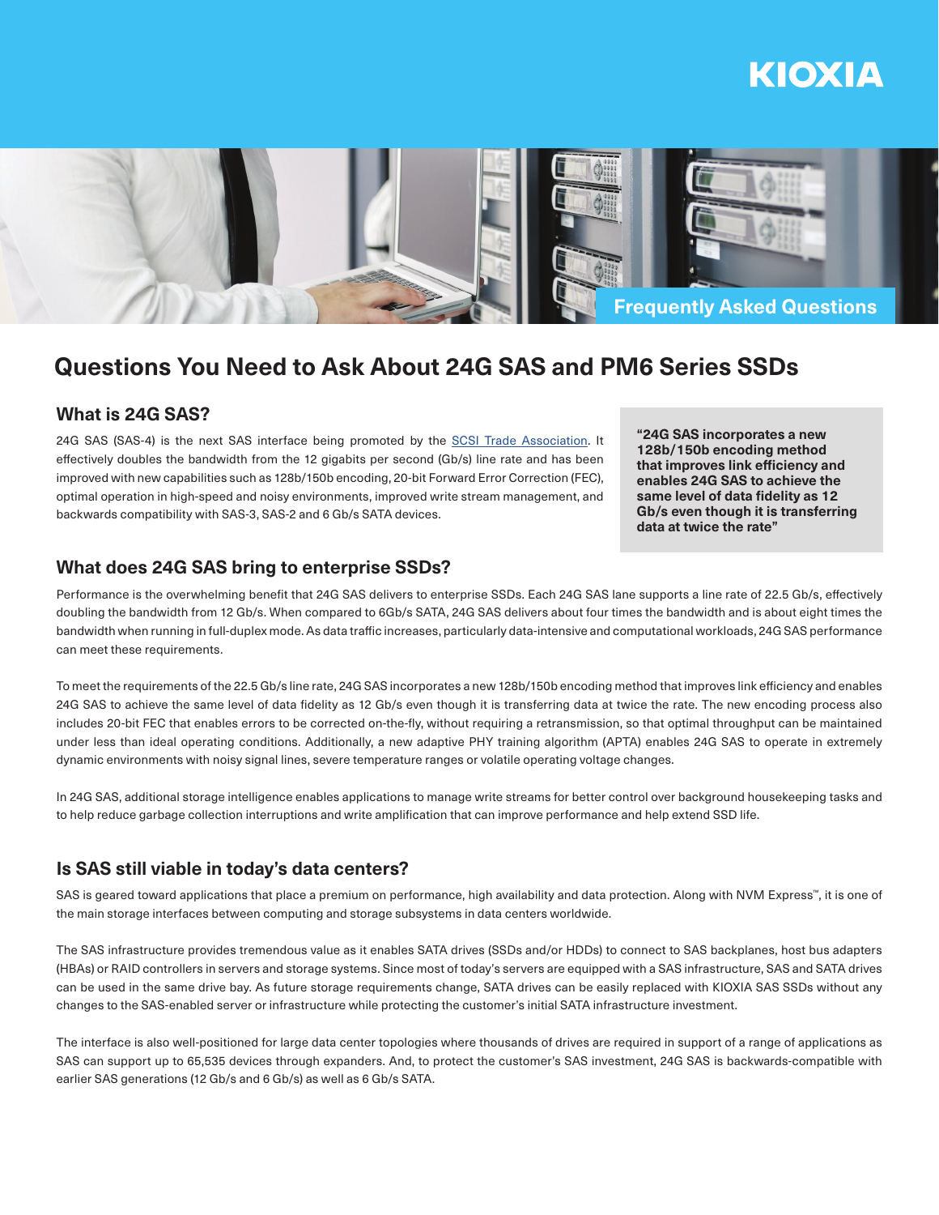KIOXIA

Frequently Asked Questions

# Questions You Need to Ask About 24G SAS and PM6 Series SSDs

## What is 24G SAS?

24G SAS (SAS-4) is the next SAS interface being promoted by the [SCSI Trade Association](). It effectively doubles the bandwidth from the 12 gigabits per second (Gb/s) line rate and has been improved with new capabilities such as 128b/150b encoding, 20-bit Forward Error Correction (FEC), optimal operation in high-speed and noisy environments, improved write stream management, and backwards compatibility with SAS-3, SAS-2 and 6 Gb/s SATA devices.

> **"24G SAS incorporates a new 128b/150b encoding method that improves link efficiency and enables 24G SAS to achieve the same level of data fidelity as 12 Gb/s even though it is transferring data at twice the rate"**

## What does 24G SAS bring to enterprise SSDs?

Performance is the overwhelming benefit that 24G SAS delivers to enterprise SSDs. Each 24G SAS lane supports a line rate of 22.5 Gb/s, effectively doubling the bandwidth from 12 Gb/s. When compared to 6Gb/s SATA, 24G SAS delivers about four times the bandwidth and is about eight times the bandwidth when running in full-duplex mode. As data traffic increases, particularly data-intensive and computational workloads, 24G SAS performance can meet these requirements.

To meet the requirements of the 22.5 Gb/s line rate, 24G SAS incorporates a new 128b/150b encoding method that improves link efficiency and enables 24G SAS to achieve the same level of data fidelity as 12 Gb/s even though it is transferring data at twice the rate. The new encoding process also includes 20-bit FEC that enables errors to be corrected on-the-fly, without requiring a retransmission, so that optimal throughput can be maintained under less than ideal operating conditions. Additionally, a new adaptive PHY training algorithm (APTA) enables 24G SAS to operate in extremely dynamic environments with noisy signal lines, severe temperature ranges or volatile operating voltage changes.

In 24G SAS, additional storage intelligence enables applications to manage write streams for better control over background housekeeping tasks and to help reduce garbage collection interruptions and write amplification that can improve performance and help extend SSD life.

## Is SAS still viable in today's data centers?

SAS is geared toward applications that place a premium on performance, high availability and data protection. Along with NVM Express™, it is one of the main storage interfaces between computing and storage subsystems in data centers worldwide.

The SAS infrastructure provides tremendous value as it enables SATA drives (SSDs and/or HDDs) to connect to SAS backplanes, host bus adapters (HBAs) or RAID controllers in servers and storage systems. Since most of today's servers are equipped with a SAS infrastructure, SAS and SATA drives can be used in the same drive bay. As future storage requirements change, SATA drives can be easily replaced with KIOXIA SAS SSDs without any changes to the SAS-enabled server or infrastructure while protecting the customer's initial SATA infrastructure investment.

The interface is also well-positioned for large data center topologies where thousands of drives are required in support of a range of applications as SAS can support up to 65,535 devices through expanders. And, to protect the customer's SAS investment, 24G SAS is backwards-compatible with earlier SAS generations (12 Gb/s and 6 Gb/s) as well as 6 Gb/s SATA.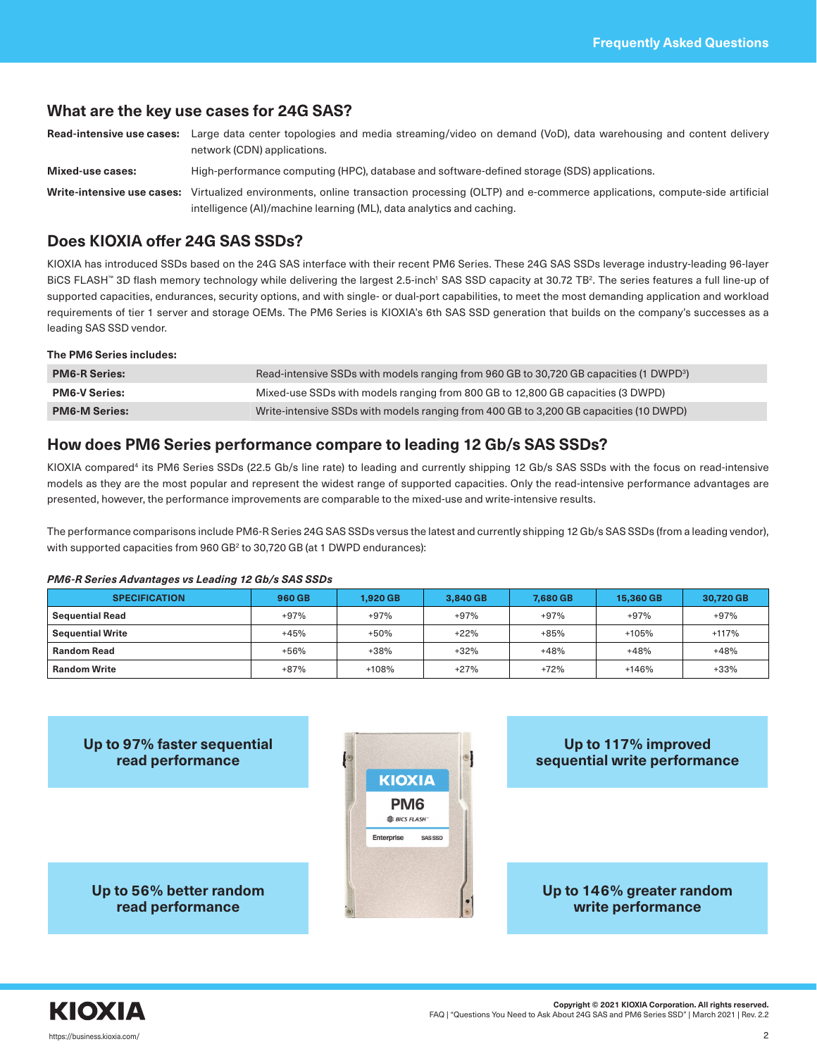## What are the key use cases for 24G SAS?

**Read-intensive use cases:** Large data center topologies and media streaming/video on demand (VoD), data warehousing and content delivery network (CDN) applications.

**Mixed-use cases:** High-performance computing (HPC), database and software-defined storage (SDS) applications.

**Write-intensive use cases:** Virtualized environments, online transaction processing (OLTP) and e-commerce applications, compute-side artificial intelligence (AI)/machine learning (ML), data analytics and caching.

## Does KIOXIA offer 24G SAS SSDs?

KIOXIA has introduced SSDs based on the 24G SAS interface with their recent PM6 Series. These 24G SAS SSDs leverage industry-leading 96-layer BiCS FLASH™ 3D flash memory technology while delivering the largest 2.5-inch[1] SAS SSD capacity at 30.72 TB[2]. The series features a full line-up of supported capacities, endurances, security options, and with single- or dual-port capabilities, to meet the most demanding application and workload requirements of tier 1 server and storage OEMs. The PM6 Series is KIOXIA's 6th SAS SSD generation that builds on the company's successes as a leading SAS SSD vendor.

**The PM6 Series includes:**

| | |
|---|---|
| **PM6-R Series:** | Read-intensive SSDs with models ranging from 960 GB to 30,720 GB capacities (1 DWPD[3]) |
| **PM6-V Series:** | Mixed-use SSDs with models ranging from 800 GB to 12,800 GB capacities (3 DWPD) |
| **PM6-M Series:** | Write-intensive SSDs with models ranging from 400 GB to 3,200 GB capacities (10 DWPD) |

## How does PM6 Series performance compare to leading 12 Gb/s SAS SSDs?

KIOXIA compared[4] its PM6 Series SSDs (22.5 Gb/s line rate) to leading and currently shipping 12 Gb/s SAS SSDs with the focus on read-intensive models as they are the most popular and represent the widest range of supported capacities. Only the read-intensive performance advantages are presented, however, the performance improvements are comparable to the mixed-use and write-intensive results.

The performance comparisons include PM6-R Series 24G SAS SSDs versus the latest and currently shipping 12 Gb/s SAS SSDs (from a leading vendor), with supported capacities from 960 GB[2] to 30,720 GB (at 1 DWPD endurances):

***PM6-R Series Advantages vs Leading 12 Gb/s SAS SSDs***

| SPECIFICATION | 960 GB | 1,920 GB | 3,840 GB | 7,680 GB | 15,360 GB | 30,720 GB |
|---|---|---|---|---|---|---|
| **Sequential Read** | +97% | +97% | +97% | +97% | +97% | +97% |
| **Sequential Write** | +45% | +50% | +22% | +85% | +105% | +117% |
| **Random Read** | +56% | +38% | +32% | +48% | +48% | +48% |
| **Random Write** | +87% | +108% | +27% | +72% | +146% | +33% |

**Up to 97% faster sequential read performance**

**Up to 117% improved sequential write performance**

**Up to 56% better random read performance**

**Up to 146% greater random write performance**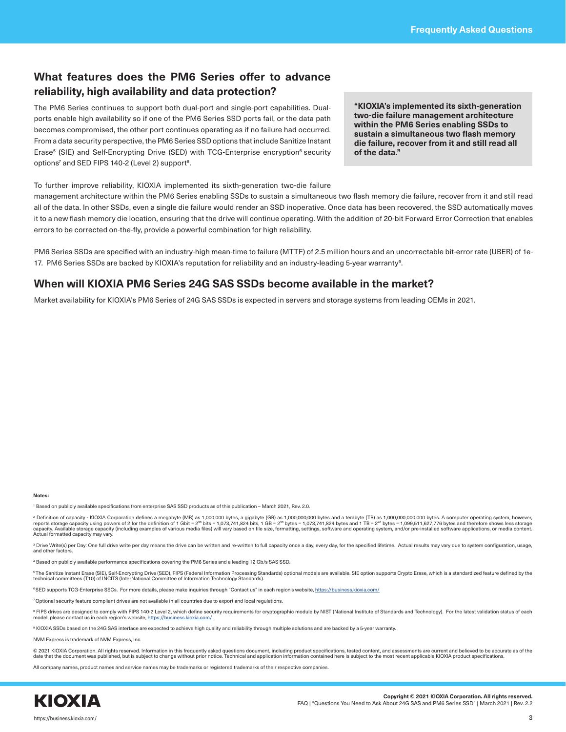## What features does the PM6 Series offer to advance reliability, high availability and data protection?

The PM6 Series continues to support both dual-port and single-port capabilities. Dual-ports enable high availability so if one of the PM6 Series SSD ports fail, or the data path becomes compromised, the other port continues operating as if no failure had occurred. From a data security perspective, the PM6 Series SSD options that include Sanitize Instant Erase[5] (SIE) and Self-Encrypting Drive (SED) with TCG-Enterprise encryption[6] security options[7] and SED FIPS 140-2 (Level 2) support[8].

**"KIOXIA's implemented its sixth-generation two-die failure management architecture within the PM6 Series enabling SSDs to sustain a simultaneous two flash memory die failure, recover from it and still read all of the data."**

To further improve reliability, KIOXIA implemented its sixth-generation two-die failure management architecture within the PM6 Series enabling SSDs to sustain a simultaneous two flash memory die failure, recover from it and still read all of the data. In other SSDs, even a single die failure would render an SSD inoperative. Once data has been recovered, the SSD automatically moves it to a new flash memory die location, ensuring that the drive will continue operating. With the addition of 20-bit Forward Error Correction that enables errors to be corrected on-the-fly, provide a powerful combination for high reliability.

PM6 Series SSDs are specified with an industry-high mean-time to failure (MTTF) of 2.5 million hours and an uncorrectable bit-error rate (UBER) of 1e-17. PM6 Series SSDs are backed by KIOXIA's reputation for reliability and an industry-leading 5-year warranty[9].

## When will KIOXIA PM6 Series 24G SAS SSDs become available in the market?

Market availability for KIOXIA's PM6 Series of 24G SAS SSDs is expected in servers and storage systems from leading OEMs in 2021.

**Notes:**

[1] Based on publicly available specifications from enterprise SAS SSD products as of this publication – March 2021, Rev. 2.0.

[2] Definition of capacity - KIOXIA Corporation defines a megabyte (MB) as 1,000,000 bytes, a gigabyte (GB) as 1,000,000,000 bytes and a terabyte (TB) as 1,000,000,000,000 bytes. A computer operating system, however, reports storage capacity using powers of 2 for the definition of 1 Gbit = $2^{30}$ bits = 1,073,741,824 bits, 1 GB = $2^{30}$ bytes = 1,073,741,824 bytes and 1 TB = $2^{40}$ bytes = 1,099,511,627,776 bytes and therefore shows less storage capacity. Available storage capacity (including examples of various media files) will vary based on file size, formatting, settings, software and operating system, and/or pre-installed software applications, or media content. Actual formatted capacity may vary.

[3] Drive Write(s) per Day: One full drive write per day means the drive can be written and re-written to full capacity once a day, every day, for the specified lifetime. Actual results may vary due to system configuration, usage, and other factors.

[4] Based on publicly available performance specifications covering the PM6 Series and a leading 12 Gb/s SAS SSD.

[5] The Sanitize Instant Erase (SIE), Self-Encrypting Drive (SED), FIPS (Federal Information Processing Standards) optional models are available. SIE option supports Crypto Erase, which is a standardized feature defined by the technical committees (T10) of INCITS (InterNational Committee of Information Technology Standards).

[6] SED supports TCG-Enterprise SSCs. For more details, please make inquiries through "Contact us" in each region's website, https://business.kioxia.com/

[7] Optional security feature compliant drives are not available in all countries due to export and local regulations.

[8] FIPS drives are designed to comply with FIPS 140-2 Level 2, which define security requirements for cryptographic module by NIST (National Institute of Standards and Technology). For the latest validation status of each model, please contact us in each region's website, https://business.kioxia.com/

[9] KIOXIA SSDs based on the 24G SAS interface are expected to achieve high quality and reliability through multiple solutions and are backed by a 5-year warranty.

NVM Express is trademark of NVM Express, Inc.

© 2021 KIOXIA Corporation. All rights reserved. Information in this frequently asked questions document, including product specifications, tested content, and assessments are current and believed to be accurate as of the date that the document was published, but is subject to change without prior notice. Technical and application information contained here is subject to the most recent applicable KIOXIA product specifications.

All company names, product names and service names may be trademarks or registered trademarks of their respective companies.